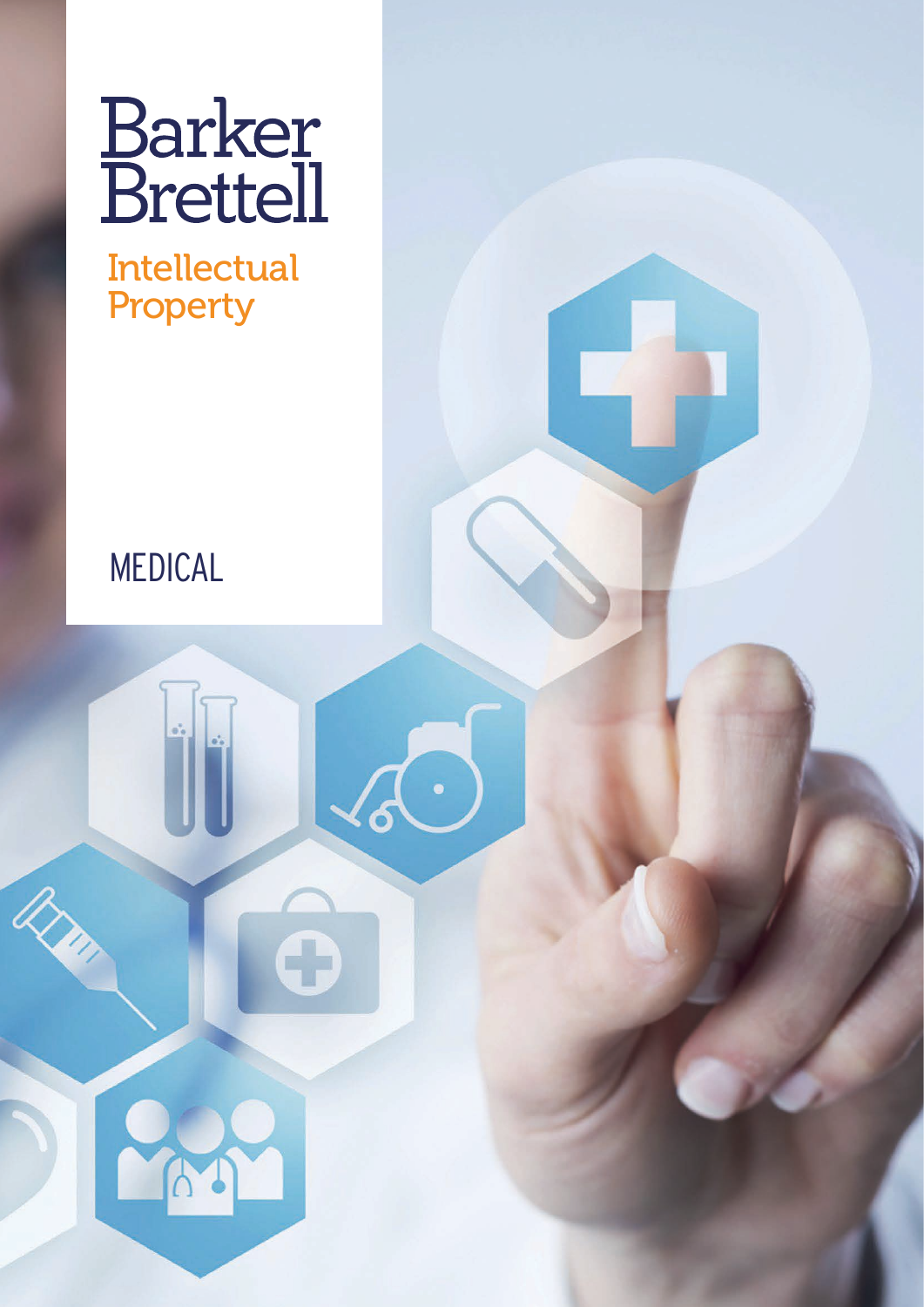# Barker Brettell

## Intellectual Property

MEDICAL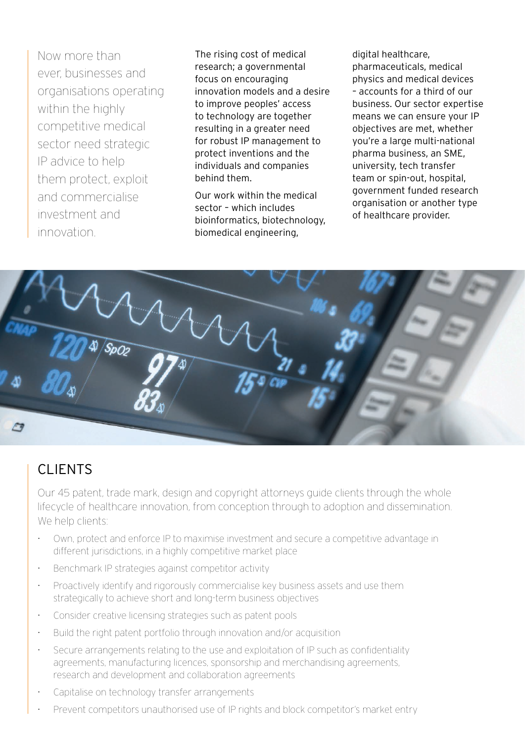Now more than ever, businesses and organisations operating within the highly competitive medical sector need strategic IP advice to help them protect, exploit and commercialise investment and innovation.

The rising cost of medical research; a governmental focus on encouraging innovation models and a desire to improve peoples' access to technology are together resulting in a greater need for robust IP management to protect inventions and the individuals and companies behind them.

Our work within the medical sector – which includes bioinformatics, biotechnology, biomedical engineering, digital healthcare, pharmaceuticals, medical physics and medical devices – accounts for a third of our business. Our sector expertise means we can ensure your IP objectives are met, whether you're a large multi-national pharma business, an SME, university, tech transfer team or spin-out, hospital, government funded research organisation or another type of healthcare provider.

## CLIENTS

Our 45 patent, trade mark, design and copyright attorneys guide clients through the whole lifecycle of healthcare innovation, from conception through to adoption and dissemination. We help clients:

- Own, protect and enforce IP to maximise investment and secure a competitive advantage in different jurisdictions, in a highly competitive market place
- Benchmark IP strategies against competitor activity
- Proactively identify and rigorously commercialise key business assets and use them strategically to achieve short and long-term business objectives
- Consider creative licensing strategies such as patent pools
- Build the right patent portfolio through innovation and/or acquisition
- Secure arrangements relating to the use and exploitation of IP such as confidentiality agreements, manufacturing licences, sponsorship and merchandising agreements, research and development and collaboration agreements
- Capitalise on technology transfer arrangements
- Prevent competitors unauthorised use of IP rights and block competitor's market entry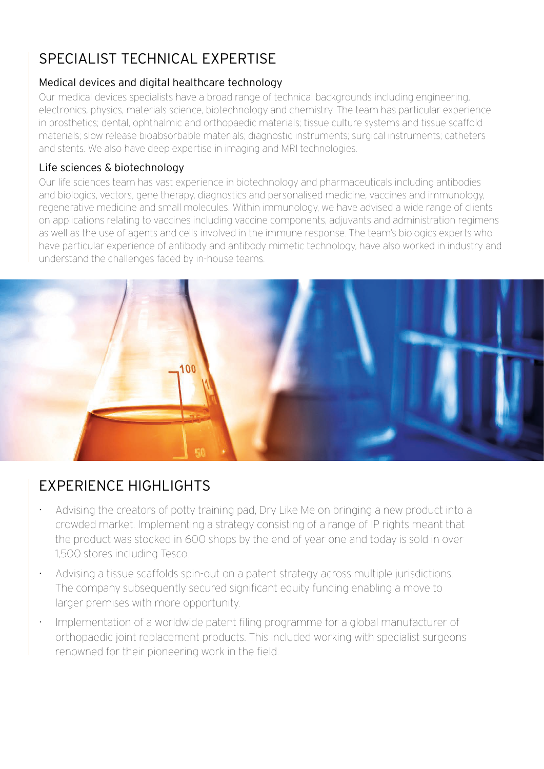## SPECIALIST TECHNICAL EXPERTISE

### Medical devices and digital healthcare technology

Our medical devices specialists have a broad range of technical backgrounds including engineering, electronics, physics, materials science, biotechnology and chemistry. The team has particular experience in prosthetics; dental, ophthalmic and orthopaedic materials; tissue culture systems and tissue scaffold materials; slow release bioabsorbable materials; diagnostic instruments; surgical instruments; catheters and stents. We also have deep expertise in imaging and MRI technologies.

### Life sciences & biotechnology

Our life sciences team has vast experience in biotechnology and pharmaceuticals including antibodies and biologics, vectors, gene therapy, diagnostics and personalised medicine, vaccines and immunology, regenerative medicine and small molecules. Within immunology, we have advised a wide range of clients on applications relating to vaccines including vaccine components, adjuvants and administration regimens as well as the use of agents and cells involved in the immune response. The team's biologics experts who have particular experience of antibody and antibody mimetic technology, have also worked in industry and understand the challenges faced by in-house teams.

## EXPERIENCE HIGHLIGHTS

- Advising the creators of potty training pad, Dry Like Me on bringing a new product into a crowded market. Implementing a strategy consisting of a range of IP rights meant that the product was stocked in 600 shops by the end of year one and today is sold in over 1,500 stores including Tesco.
- Advising a tissue scaffolds spin-out on a patent strategy across multiple jurisdictions. The company subsequently secured significant equity funding enabling a move to larger premises with more opportunity.
- Implementation of a worldwide patent filing programme for a global manufacturer of orthopaedic joint replacement products. This included working with specialist surgeons renowned for their pioneering work in the field.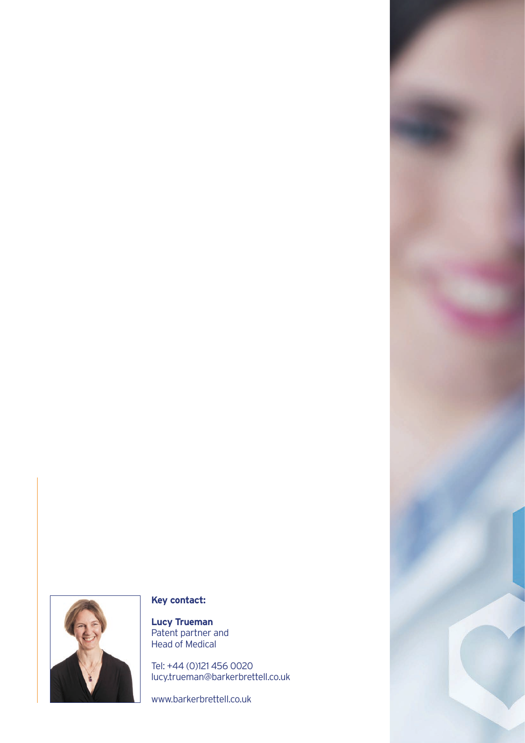**Key contact:**

**Lucy Trueman**
Patent partner and
Head of Medical

Tel: +44 (0)121 456 0020
lucy.trueman@barkerbrettell.co.uk

www.barkerbrettell.co.uk